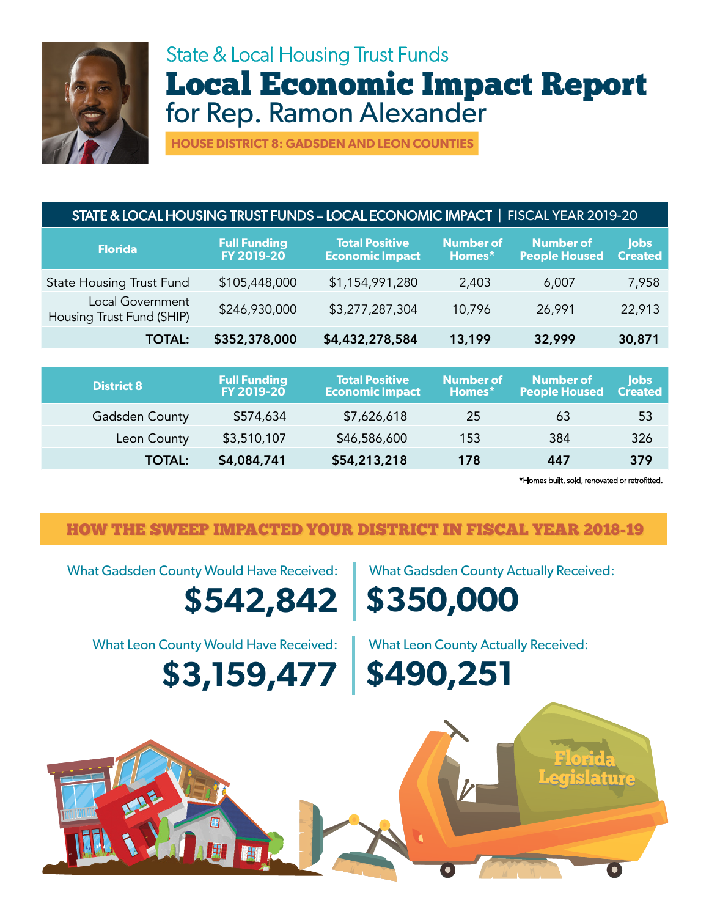State & Local Housing Trust Funds

# Local Economic Impact Report

## for Rep. Ramon Alexander

**HOUSE DISTRICT 8: GADSDEN AND LEON COUNTIES**

**STATE & LOCAL HOUSING TRUST FUNDS – LOCAL ECONOMIC IMPACT** | FISCAL YEAR 2019-20

| Florida | Full Funding FY 2019-20 | Total Positive Economic Impact | Number of Homes* | Number of People Housed | Jobs Created |
|---|---|---|---|---|---|
| State Housing Trust Fund | $105,448,000 | $1,154,991,280 | 2,403 | 6,007 | 7,958 |
| Local Government Housing Trust Fund (SHIP) | $246,930,000 | $3,277,287,304 | 10,796 | 26,991 | 22,913 |
| **TOTAL:** | **$352,378,000** | **$4,432,278,584** | **13,199** | **32,999** | **30,871** |

| District 8 | Full Funding FY 2019-20 | Total Positive Economic Impact | Number of Homes* | Number of People Housed | Jobs Created |
|---|---|---|---|---|---|
| Gadsden County | $574,634 | $7,626,618 | 25 | 63 | 53 |
| Leon County | $3,510,107 | $46,586,600 | 153 | 384 | 326 |
| **TOTAL:** | **$4,084,741** | **$54,213,218** | **178** | **447** | **379** |

*Homes built, sold, renovated or retrofitted.

## HOW THE SWEEP IMPACTED YOUR DISTRICT IN FISCAL YEAR 2018-19

What Gadsden County Would Have Received: **$542,842**

What Gadsden County Actually Received: **$350,000**

What Leon County Would Have Received: **$3,159,477**

What Leon County Actually Received: **$490,251**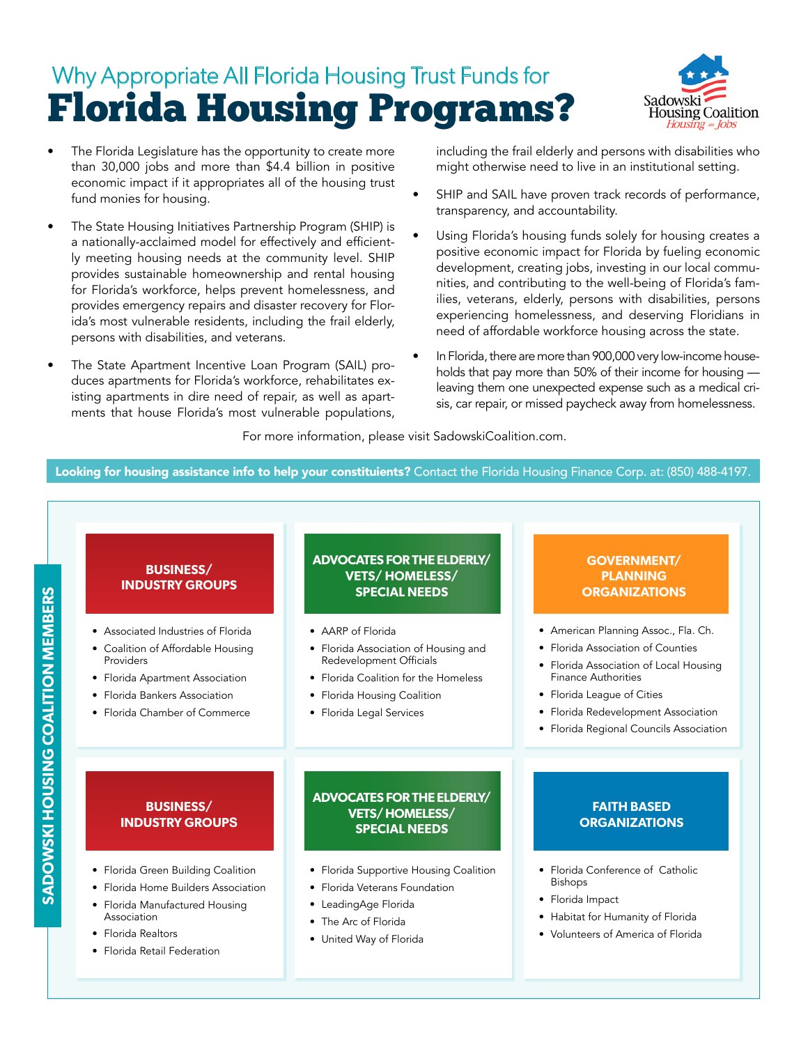## Why Appropriate All Florida Housing Trust Funds for

# Florida Housing Programs?

Sadowski Housing Coalition
*Housing = Jobs*

- The Florida Legislature has the opportunity to create more than 30,000 jobs and more than $4.4 billion in positive economic impact if it appropriates all of the housing trust fund monies for housing.
- The State Housing Initiatives Partnership Program (SHIP) is a nationally-acclaimed model for effectively and efficiently meeting housing needs at the community level. SHIP provides sustainable homeownership and rental housing for Florida's workforce, helps prevent homelessness, and provides emergency repairs and disaster recovery for Florida's most vulnerable residents, including the frail elderly, persons with disabilities, and veterans.
- The State Apartment Incentive Loan Program (SAIL) produces apartments for Florida's workforce, rehabilitates existing apartments in dire need of repair, as well as apartments that house Florida's most vulnerable populations, including the frail elderly and persons with disabilities who might otherwise need to live in an institutional setting.
- SHIP and SAIL have proven track records of performance, transparency, and accountability.
- Using Florida's housing funds solely for housing creates a positive economic impact for Florida by fueling economic development, creating jobs, investing in our local communities, and contributing to the well-being of Florida's families, veterans, elderly, persons with disabilities, persons experiencing homelessness, and deserving Floridians in need of affordable workforce housing across the state.
- In Florida, there are more than 900,000 very low-income households that pay more than 50% of their income for housing — leaving them one unexpected expense such as a medical crisis, car repair, or missed paycheck away from homelessness.

For more information, please visit SadowskiCoalition.com.

**Looking for housing assistance info to help your constituents?** Contact the Florida Housing Finance Corp. at: (850) 488-4197.

## SADOWSKI HOUSING COALITION MEMBERS

### BUSINESS/ INDUSTRY GROUPS

- Associated Industries of Florida
- Coalition of Affordable Housing Providers
- Florida Apartment Association
- Florida Bankers Association
- Florida Chamber of Commerce
- Florida Green Building Coalition
- Florida Home Builders Association
- Florida Manufactured Housing Association
- Florida Realtors
- Florida Retail Federation

### ADVOCATES FOR THE ELDERLY/ VETS/ HOMELESS/ SPECIAL NEEDS

- AARP of Florida
- Florida Association of Housing and Redevelopment Officials
- Florida Coalition for the Homeless
- Florida Housing Coalition
- Florida Legal Services
- Florida Supportive Housing Coalition
- Florida Veterans Foundation
- LeadingAge Florida
- The Arc of Florida
- United Way of Florida

### GOVERNMENT/ PLANNING ORGANIZATIONS

- American Planning Assoc., Fla. Ch.
- Florida Association of Counties
- Florida Association of Local Housing Finance Authorities
- Florida League of Cities
- Florida Redevelopment Association
- Florida Regional Councils Association

### FAITH BASED ORGANIZATIONS

- Florida Conference of Catholic Bishops
- Florida Impact
- Habitat for Humanity of Florida
- Volunteers of America of Florida